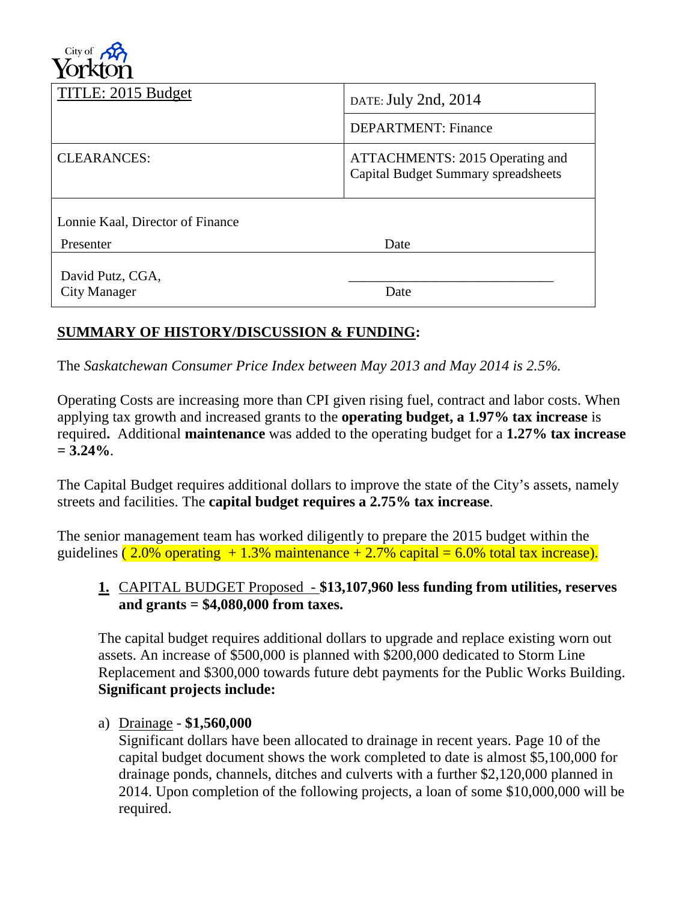City of Yorkton

| TITLE: 2015 Budget | DATE: July 2nd, 2014 |
| --- | --- |
| | DEPARTMENT: Finance |
| CLEARANCES: | ATTACHMENTS: 2015 Operating and Capital Budget Summary spreadsheets |
| Lonnie Kaal, Director of Finance<br>Presenter | Date |
| David Putz, CGA,<br>City Manager | \_\_\_\_\_\_\_\_\_\_\_\_\_\_\_\_\_\_\_\_\_\_\_\_\_\_\_\_\_\_<br>Date |

## SUMMARY OF HISTORY/DISCUSSION & FUNDING:

The *Saskatchewan Consumer Price Index between May 2013 and May 2014 is 2.5%.*

Operating Costs are increasing more than CPI given rising fuel, contract and labor costs. When applying tax growth and increased grants to the **operating budget, a 1.97% tax increase** is required**.** Additional **maintenance** was added to the operating budget for a **1.27% tax increase = 3.24%**.

The Capital Budget requires additional dollars to improve the state of the City's assets, namely streets and facilities. The **capital budget requires a 2.75% tax increase**.

The senior management team has worked diligently to prepare the 2015 budget within the guidelines ( 2.0% operating + 1.3% maintenance + 2.7% capital = 6.0% total tax increase).

**1.** CAPITAL BUDGET Proposed - **$13,107,960 less funding from utilities, reserves and grants = $4,080,000 from taxes.**

The capital budget requires additional dollars to upgrade and replace existing worn out assets. An increase of $500,000 is planned with $200,000 dedicated to Storm Line Replacement and $300,000 towards future debt payments for the Public Works Building. **Significant projects include:**

a) Drainage - **$1,560,000**
Significant dollars have been allocated to drainage in recent years. Page 10 of the capital budget document shows the work completed to date is almost $5,100,000 for drainage ponds, channels, ditches and culverts with a further $2,120,000 planned in 2014. Upon completion of the following projects, a loan of some $10,000,000 will be required.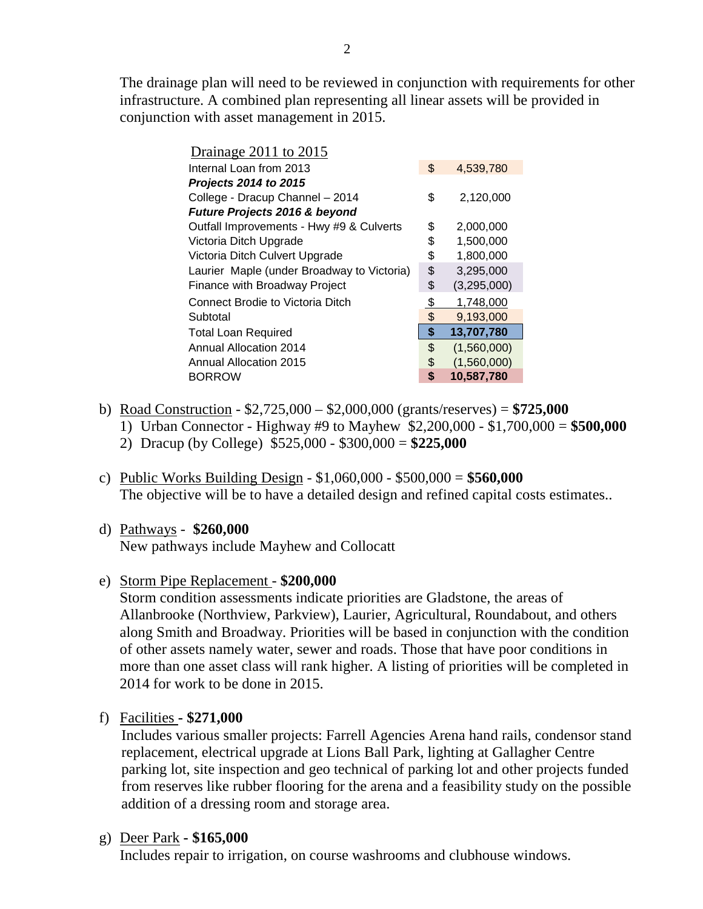The drainage plan will need to be reviewed in conjunction with requirements for other infrastructure. A combined plan representing all linear assets will be provided in conjunction with asset management in 2015.

| Drainage 2011 to 2015 | | |
|---|---|---|
| Internal Loan from 2013 | $ | 4,539,780 |
| ***Projects 2014 to 2015*** | | |
| College - Dracup Channel – 2014 | $ | 2,120,000 |
| ***Future Projects 2016 & beyond*** | | |
| Outfall Improvements - Hwy #9 & Culverts | $ | 2,000,000 |
| Victoria Ditch Upgrade | $ | 1,500,000 |
| Victoria Ditch Culvert Upgrade | $ | 1,800,000 |
| Laurier Maple (under Broadway to Victoria) | $ | 3,295,000 |
| Finance with Broadway Project | $ | (3,295,000) |
| Connect Brodie to Victoria Ditch | $ | 1,748,000 |
| Subtotal | $ | 9,193,000 |
| Total Loan Required | **$** | **13,707,780** |
| Annual Allocation 2014 | $ | (1,560,000) |
| Annual Allocation 2015 | $ | (1,560,000) |
| BORROW | **$** | **10,587,780** |

b) Road Construction - $2,725,000 – $2,000,000 (grants/reserves) = **$725,000**
   1) Urban Connector - Highway #9 to Mayhew $2,200,000 - $1,700,000 = **$500,000**
   2) Dracup (by College) $525,000 - $300,000 = **$225,000**

c) Public Works Building Design - $1,060,000 - $500,000 = **$560,000**
   The objective will be to have a detailed design and refined capital costs estimates..

d) Pathways - **$260,000**
   New pathways include Mayhew and Collocatt

e) Storm Pipe Replacement - **$200,000**
   Storm condition assessments indicate priorities are Gladstone, the areas of Allanbrooke (Northview, Parkview), Laurier, Agricultural, Roundabout, and others along Smith and Broadway. Priorities will be based in conjunction with the condition of other assets namely water, sewer and roads. Those that have poor conditions in more than one asset class will rank higher. A listing of priorities will be completed in 2014 for work to be done in 2015.

f) Facilities - **$271,000**
   Includes various smaller projects: Farrell Agencies Arena hand rails, condensor stand replacement, electrical upgrade at Lions Ball Park, lighting at Gallagher Centre parking lot, site inspection and geo technical of parking lot and other projects funded from reserves like rubber flooring for the arena and a feasibility study on the possible addition of a dressing room and storage area.

g) Deer Park - **$165,000**
   Includes repair to irrigation, on course washrooms and clubhouse windows.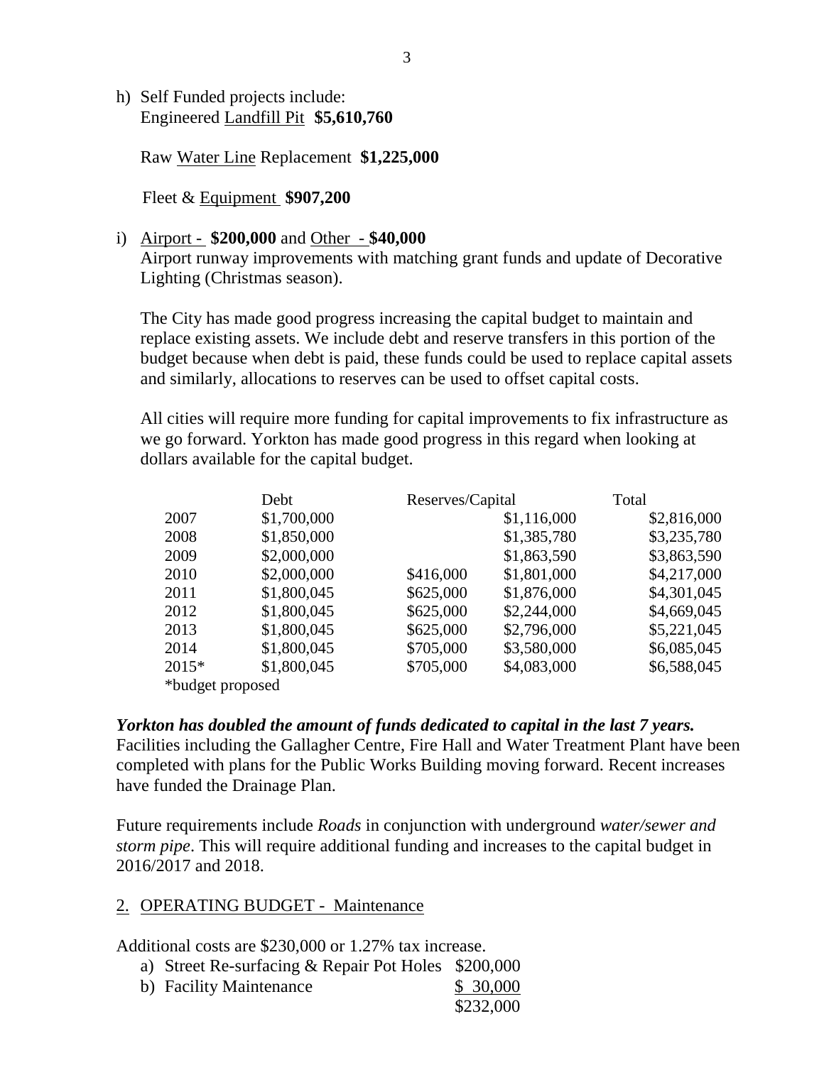h) Self Funded projects include:
   Engineered Landfill Pit **$5,610,760**

   Raw Water Line Replacement **$1,225,000**

   Fleet & Equipment **$907,200**

i) Airport - **$200,000** and Other - **$40,000**
   Airport runway improvements with matching grant funds and update of Decorative Lighting (Christmas season).

   The City has made good progress increasing the capital budget to maintain and replace existing assets. We include debt and reserve transfers in this portion of the budget because when debt is paid, these funds could be used to replace capital assets and similarly, allocations to reserves can be used to offset capital costs.

   All cities will require more funding for capital improvements to fix infrastructure as we go forward. Yorkton has made good progress in this regard when looking at dollars available for the capital budget.

| | Debt | Reserves/Capital | | Total |
|---|---|---|---|---|
| 2007 | $1,700,000 | | $1,116,000 | $2,816,000 |
| 2008 | $1,850,000 | | $1,385,780 | $3,235,780 |
| 2009 | $2,000,000 | | $1,863,590 | $3,863,590 |
| 2010 | $2,000,000 | $416,000 | $1,801,000 | $4,217,000 |
| 2011 | $1,800,045 | $625,000 | $1,876,000 | $4,301,045 |
| 2012 | $1,800,045 | $625,000 | $2,244,000 | $4,669,045 |
| 2013 | $1,800,045 | $625,000 | $2,796,000 | $5,221,045 |
| 2014 | $1,800,045 | $705,000 | $3,580,000 | $6,085,045 |
| 2015* | $1,800,045 | $705,000 | $4,083,000 | $6,588,045 |

*budget proposed

***Yorkton has doubled the amount of funds dedicated to capital in the last 7 years.*** Facilities including the Gallagher Centre, Fire Hall and Water Treatment Plant have been completed with plans for the Public Works Building moving forward. Recent increases have funded the Drainage Plan.

Future requirements include *Roads* in conjunction with underground *water/sewer and storm pipe*. This will require additional funding and increases to the capital budget in 2016/2017 and 2018.

## 2. OPERATING BUDGET - Maintenance

Additional costs are $230,000 or 1.27% tax increase.

a) Street Re-surfacing & Repair Pot Holes $200,000
b) Facility Maintenance $ 30,000
   $232,000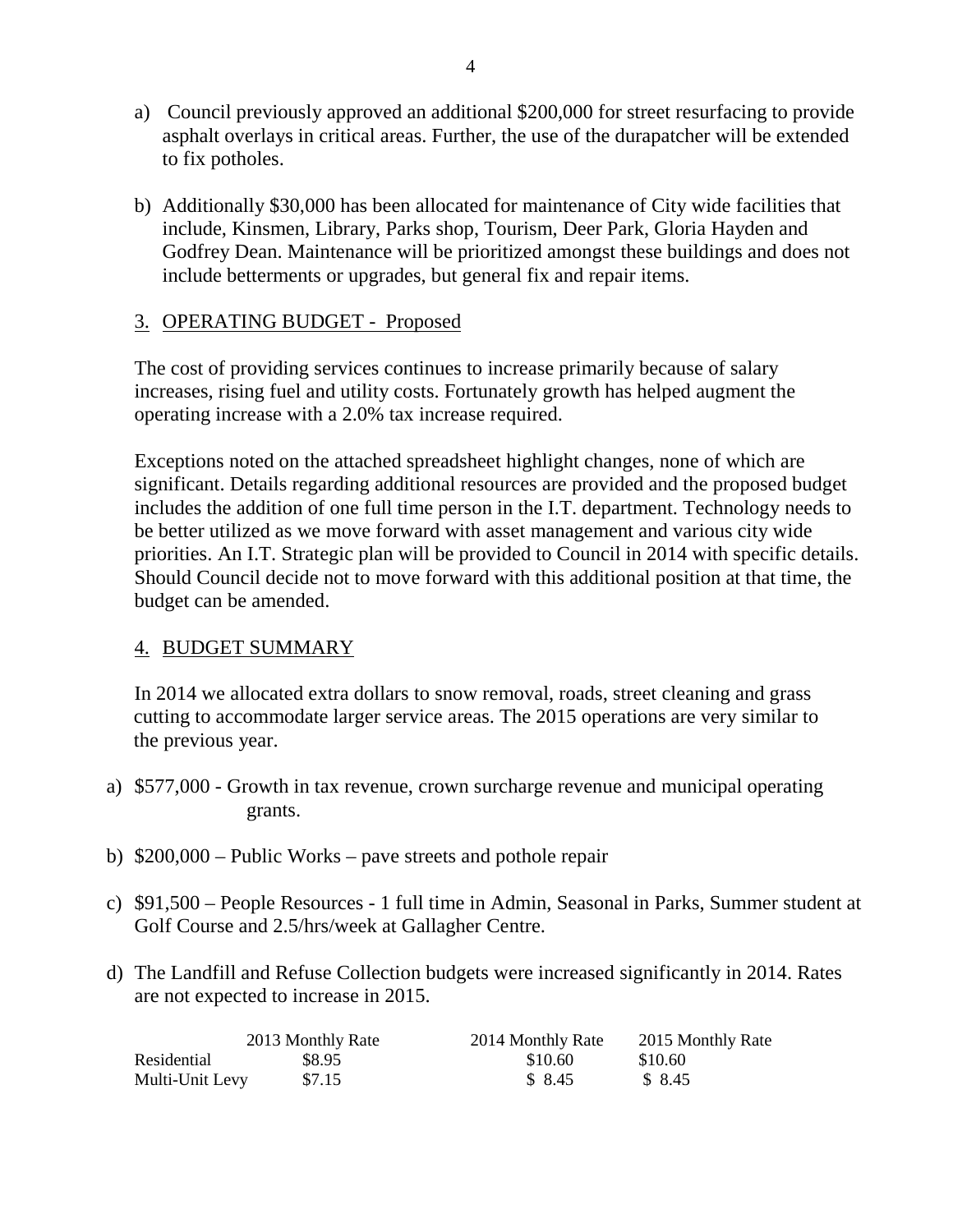a) Council previously approved an additional $200,000 for street resurfacing to provide asphalt overlays in critical areas. Further, the use of the durapatcher will be extended to fix potholes.

b) Additionally $30,000 has been allocated for maintenance of City wide facilities that include, Kinsmen, Library, Parks shop, Tourism, Deer Park, Gloria Hayden and Godfrey Dean. Maintenance will be prioritized amongst these buildings and does not include betterments or upgrades, but general fix and repair items.

## 3. OPERATING BUDGET - Proposed

The cost of providing services continues to increase primarily because of salary increases, rising fuel and utility costs. Fortunately growth has helped augment the operating increase with a 2.0% tax increase required.

Exceptions noted on the attached spreadsheet highlight changes, none of which are significant. Details regarding additional resources are provided and the proposed budget includes the addition of one full time person in the I.T. department. Technology needs to be better utilized as we move forward with asset management and various city wide priorities. An I.T. Strategic plan will be provided to Council in 2014 with specific details. Should Council decide not to move forward with this additional position at that time, the budget can be amended.

## 4. BUDGET SUMMARY

In 2014 we allocated extra dollars to snow removal, roads, street cleaning and grass cutting to accommodate larger service areas. The 2015 operations are very similar to the previous year.

a) $577,000 - Growth in tax revenue, crown surcharge revenue and municipal operating grants.

b) $200,000 – Public Works – pave streets and pothole repair

c) $91,500 – People Resources - 1 full time in Admin, Seasonal in Parks, Summer student at Golf Course and 2.5/hrs/week at Gallagher Centre.

d) The Landfill and Refuse Collection budgets were increased significantly in 2014. Rates are not expected to increase in 2015.

| | 2013 Monthly Rate | 2014 Monthly Rate | 2015 Monthly Rate |
|---|---|---|---|
| Residential | $8.95 | $10.60 | $10.60 |
| Multi-Unit Levy | $7.15 | $ 8.45 | $ 8.45 |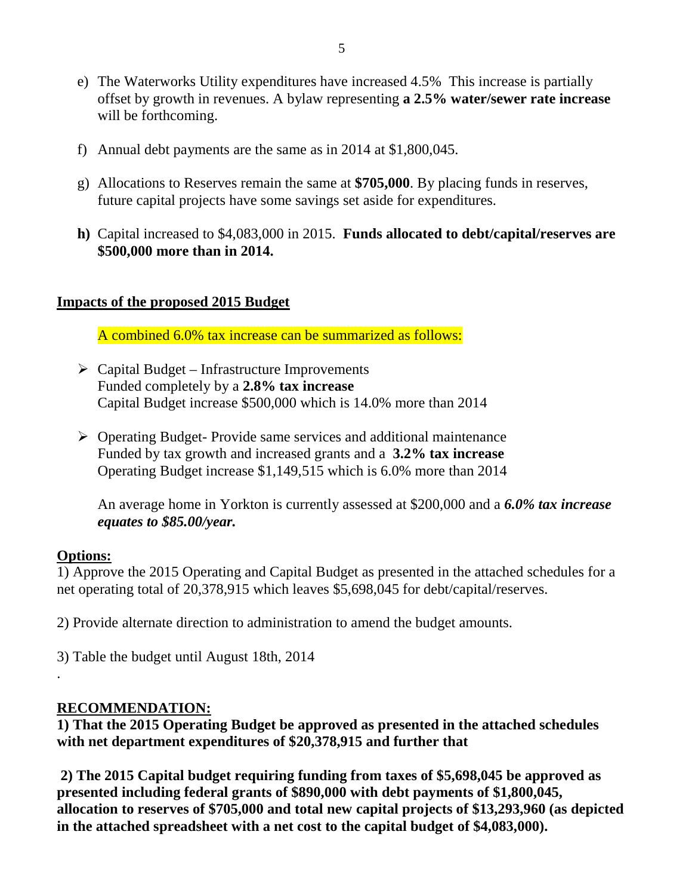e) The Waterworks Utility expenditures have increased 4.5%  This increase is partially offset by growth in revenues. A bylaw representing **a 2.5% water/sewer rate increase** will be forthcoming.

f) Annual debt payments are the same as in 2014 at $1,800,045.

g) Allocations to Reserves remain the same at **$705,000**. By placing funds in reserves, future capital projects have some savings set aside for expenditures.

**h)** Capital increased to $4,083,000 in 2015. **Funds allocated to debt/capital/reserves are $500,000 more than in 2014.**

**<u>Impacts of the proposed 2015 Budget</u>**

A combined 6.0% tax increase can be summarized as follows:

- Capital Budget – Infrastructure Improvements
  Funded completely by a **2.8% tax increase**
  Capital Budget increase $500,000 which is 14.0% more than 2014

- Operating Budget- Provide same services and additional maintenance
  Funded by tax growth and increased grants and a **3.2% tax increase**
  Operating Budget increase $1,149,515 which is 6.0% more than 2014

  An average home in Yorkton is currently assessed at $200,000 and a ***6.0% tax increase equates to $85.00/year.***

**<u>Options:</u>**

1) Approve the 2015 Operating and Capital Budget as presented in the attached schedules for a net operating total of 20,378,915 which leaves $5,698,045 for debt/capital/reserves.

2) Provide alternate direction to administration to amend the budget amounts.

3) Table the budget until August 18th, 2014

.

**<u>RECOMMENDATION:</u>**

**1) That the 2015 Operating Budget be approved as presented in the attached schedules with net department expenditures of $20,378,915 and further that**

**2) The 2015 Capital budget requiring funding from taxes of $5,698,045 be approved as presented including federal grants of $890,000 with debt payments of $1,800,045, allocation to reserves of $705,000 and total new capital projects of $13,293,960 (as depicted in the attached spreadsheet with a net cost to the capital budget of $4,083,000).**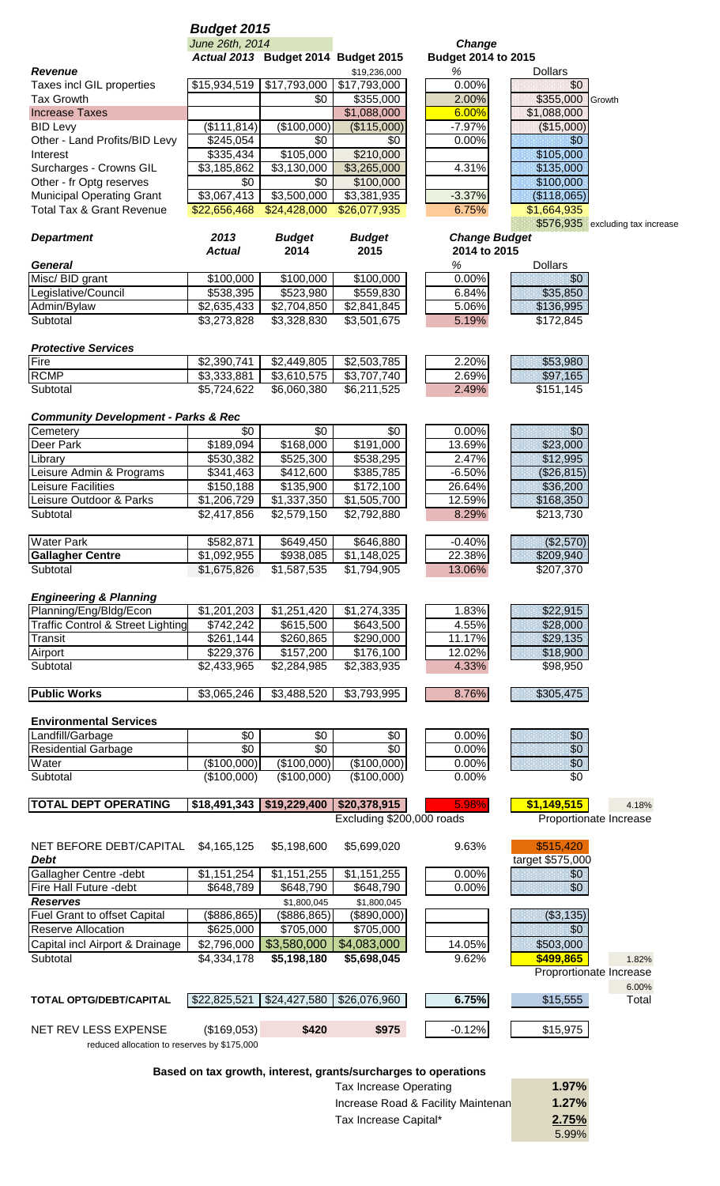# Budget 2015

*June 26th, 2014*

| *Revenue* | *Actual 2013* | *Budget 2014* | *Budget 2015* | *Change Budget 2014 to 2015* % | Dollars | |
|---|---|---|---|---|---|---|
| | | | $19,236,000 | | | |
| Taxes incl GIL properties | $15,934,519 | $17,793,000 | $17,793,000 | 0.00% | $0 | |
| Tax Growth | | $0 | $355,000 | 2.00% | $355,000 | Growth |
| Increase Taxes | | | $1,088,000 | 6.00% | $1,088,000 | |
| BID Levy | ($111,814) | ($100,000) | ($115,000) | -7.97% | ($15,000) | |
| Other - Land Profits/BID Levy | $245,054 | $0 | $0 | 0.00% | $0 | |
| Interest | $335,434 | $105,000 | $210,000 | | $105,000 | |
| Surcharges - Crowns GIL | $3,185,862 | $3,130,000 | $3,265,000 | 4.31% | $135,000 | |
| Other - fr Optg reserves | $0 | $0 | $100,000 | | $100,000 | |
| Municipal Operating Grant | $3,067,413 | $3,500,000 | $3,381,935 | -3.37% | ($118,065) | |
| Total Tax & Grant Revenue | $22,656,468 | $24,428,000 | $26,077,935 | 6.75% | $1,664,935 | |
| | | | | | $576,935 | excluding tax increase |

| *Department* | *2013 Actual* | *Budget 2014* | *Budget 2015* | *Change Budget 2014 to 2015* % | Dollars | |
|---|---|---|---|---|---|---|
| ***General*** | | | | | | |
| Misc/ BID grant | $100,000 | $100,000 | $100,000 | 0.00% | $0 | |
| Legislative/Council | $538,395 | $523,980 | $559,830 | 6.84% | $35,850 | |
| Admin/Bylaw | $2,635,433 | $2,704,850 | $2,841,845 | 5.06% | $136,995 | |
| Subtotal | $3,273,828 | $3,328,830 | $3,501,675 | 5.19% | $172,845 | |
| ***Protective Services*** | | | | | | |
| Fire | $2,390,741 | $2,449,805 | $2,503,785 | 2.20% | $53,980 | |
| RCMP | $3,333,881 | $3,610,575 | $3,707,740 | 2.69% | $97,165 | |
| Subtotal | $5,724,622 | $6,060,380 | $6,211,525 | 2.49% | $151,145 | |
| ***Community Development - Parks & Rec*** | | | | | | |
| Cemetery | $0 | $0 | $0 | 0.00% | $0 | |
| Deer Park | $189,094 | $168,000 | $191,000 | 13.69% | $23,000 | |
| Library | $530,382 | $525,300 | $538,295 | 2.47% | $12,995 | |
| Leisure Admin & Programs | $341,463 | $412,600 | $385,785 | -6.50% | ($26,815) | |
| Leisure Facilities | $150,188 | $135,900 | $172,100 | 26.64% | $36,200 | |
| Leisure Outdoor & Parks | $1,206,729 | $1,337,350 | $1,505,700 | 12.59% | $168,350 | |
| Subtotal | $2,417,856 | $2,579,150 | $2,792,880 | 8.29% | $213,730 | |
| Water Park | $582,871 | $649,450 | $646,880 | -0.40% | ($2,570) | |
| **Gallagher Centre** | $1,092,955 | $938,085 | $1,148,025 | 22.38% | $209,940 | |
| Subtotal | $1,675,826 | $1,587,535 | $1,794,905 | 13.06% | $207,370 | |
| ***Engineering & Planning*** | | | | | | |
| Planning/Eng/Bldg/Econ | $1,201,203 | $1,251,420 | $1,274,335 | 1.83% | $22,915 | |
| Traffic Control & Street Lighting | $742,242 | $615,500 | $643,500 | 4.55% | $28,000 | |
| Transit | $261,144 | $260,865 | $290,000 | 11.17% | $29,135 | |
| Airport | $229,376 | $157,200 | $176,100 | 12.02% | $18,900 | |
| Subtotal | $2,433,965 | $2,284,985 | $2,383,935 | 4.33% | $98,950 | |
| **Public Works** | $3,065,246 | $3,488,520 | $3,793,995 | 8.76% | $305,475 | |
| **Environmental Services** | | | | | | |
| Landfill/Garbage | $0 | $0 | $0 | 0.00% | $0 | |
| Residential Garbage | $0 | $0 | $0 | 0.00% | $0 | |
| Water | ($100,000) | ($100,000) | ($100,000) | 0.00% | $0 | |
| Subtotal | ($100,000) | ($100,000) | ($100,000) | 0.00% | $0 | |
| **TOTAL DEPT OPERATING** | **$18,491,343** | **$19,229,400** | **$20,378,915** | 5.98% | **$1,149,515** | 4.18% |
| | | | Excluding $200,000 roads | | Proportionate Increase | |
| NET BEFORE DEBT/CAPITAL | $4,165,125 | $5,198,600 | $5,699,020 | 9.63% | $515,420 | |
| ***Debt*** | | | | | target $575,000 | |
| Gallagher Centre -debt | $1,151,254 | $1,151,255 | $1,151,255 | 0.00% | $0 | |
| Fire Hall Future -debt | $648,789 | $648,790 | $648,790 | 0.00% | $0 | |
| ***Reserves*** | | $1,800,045 | $1,800,045 | | | |
| Fuel Grant to offset Capital | ($886,865) | ($886,865) | ($890,000) | | ($3,135) | |
| Reserve Allocation | $625,000 | $705,000 | $705,000 | | $0 | |
| Capital incl Airport & Drainage | $2,796,000 | $3,580,000 | $4,083,000 | 14.05% | $503,000 | |
| Subtotal | $4,334,178 | **$5,198,180** | **$5,698,045** | 9.62% | **$499,865** | 1.82% |
| | | | | | Proprortionate Increase | |
| | | | | | | 6.00% |
| **TOTAL OPTG/DEBT/CAPITAL** | $22,825,521 | $24,427,580 | $26,076,960 | **6.75%** | $15,555 | Total |
| NET REV LESS EXPENSE | ($169,053) | **$420** | **$975** | -0.12% | $15,975 | |

reduced allocation to reserves by $175,000

**Based on tax growth, interest, grants/surcharges to operations**

| | |
|---|---|
| Tax Increase Operating | **1.97%** |
| Increase Road & Facility Maintenan | **1.27%** |
| Tax Increase Capital* | **2.75%** |
| | 5.99% |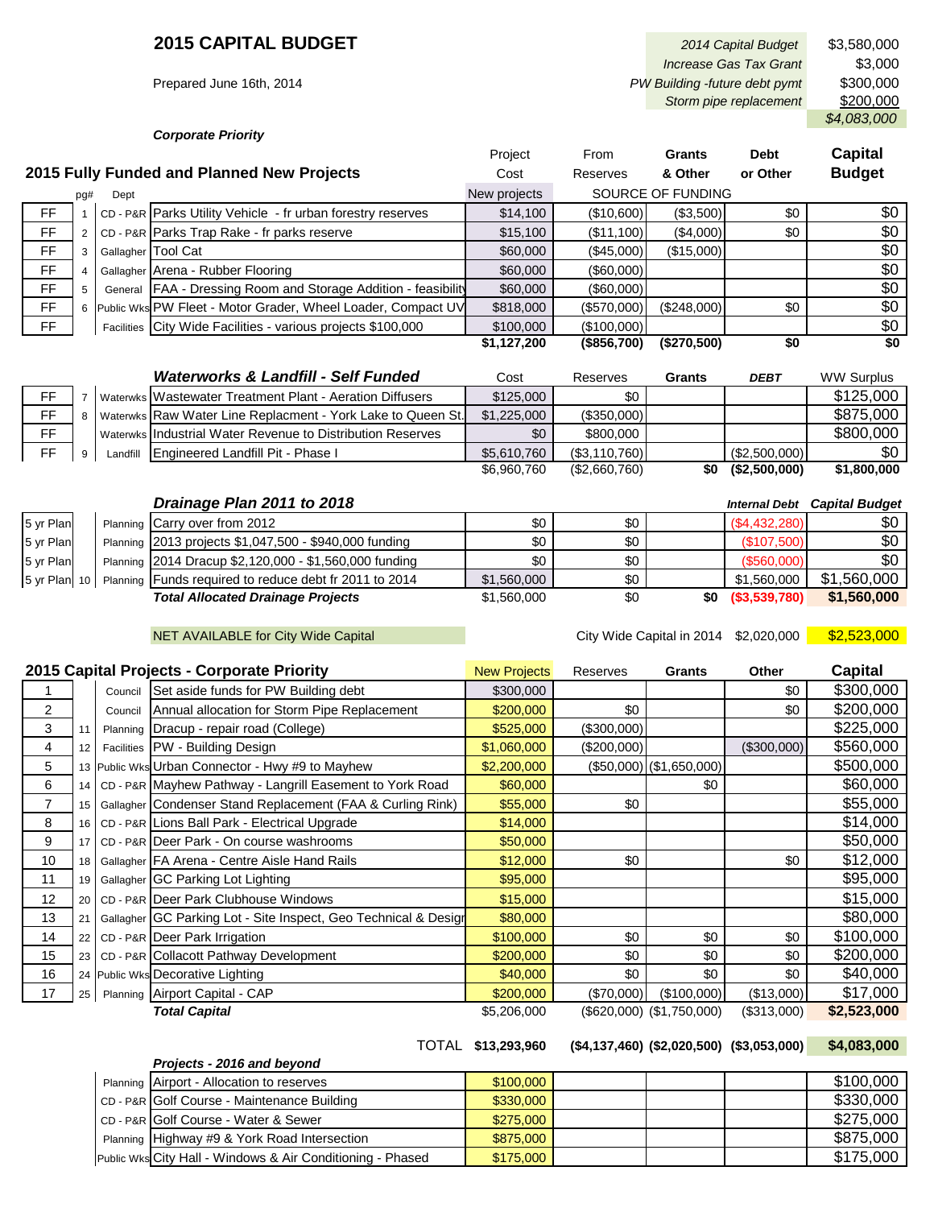# 2015 CAPITAL BUDGET

Prepared June 16th, 2014

| | |
|---|---|
| *2014 Capital Budget* | $3,580,000 |
| *Increase Gas Tax Grant* | $3,000 |
| *PW Building -future debt pymt* | $300,000 |
| *Storm pipe replacement* | $200,000 |
| | *$4,083,000* |

***Corporate Priority***

## 2015 Fully Funded and Planned New Projects

| | pg# | Dept | | Project Cost (New projects) | From Reserves | Grants & Other | Debt or Other | Capital Budget |
|---|---|---|---|---|---|---|---|---|
| FF | 1 | CD - P&R | Parks Utility Vehicle - fr urban forestry reserves | $14,100 | ($10,600) | ($3,500) | $0 | $0 |
| FF | 2 | CD - P&R | Parks Trap Rake - fr parks reserve | $15,100 | ($11,100) | ($4,000) | $0 | $0 |
| FF | 3 | Gallagher | Tool Cat | $60,000 | ($45,000) | ($15,000) | | $0 |
| FF | 4 | Gallagher | Arena - Rubber Flooring | $60,000 | ($60,000) | | | $0 |
| FF | 5 | General | FAA - Dressing Room and Storage Addition - feasibility | $60,000 | ($60,000) | | | $0 |
| FF | 6 | Public Wks | PW Fleet - Motor Grader, Wheel Loader, Compact UV | $818,000 | ($570,000) | ($248,000) | $0 | $0 |
| FF | | Facilities | City Wide Facilities - various projects $100,000 | $100,000 | ($100,000) | | | $0 |
| | | | | **$1,127,200** | **($856,700)** | **($270,500)** | **$0** | **$0** |

| | | | ***Waterworks & Landfill - Self Funded*** | Cost | Reserves | Grants | *DEBT* | WW Surplus |
|---|---|---|---|---|---|---|---|---|
| FF | 7 | Waterwks | Wastewater Treatment Plant - Aeration Diffusers | $125,000 | $0 | | | $125,000 |
| FF | 8 | Waterwks | Raw Water Line Replacment - York Lake to Queen St. | $1,225,000 | ($350,000) | | | $875,000 |
| FF | | Waterwks | Industrial Water Revenue to Distribution Reserves | $0 | $800,000 | | | $800,000 |
| FF | 9 | Landfill | Engineered Landfill Pit - Phase I | $5,610,760 | ($3,110,760) | | ($2,500,000) | $0 |
| | | | | $6,960,760 | ($2,660,760) | **$0** | **($2,500,000)** | **$1,800,000** |

| | | | ***Drainage Plan 2011 to 2018*** | | | | ***Internal Debt*** | ***Capital Budget*** |
|---|---|---|---|---|---|---|---|---|
| 5 yr Plan | | Planning | Carry over from 2012 | $0 | $0 | | ($4,432,280) | $0 |
| 5 yr Plan | | Planning | 2013 projects $1,047,500 - $940,000 funding | $0 | $0 | | ($107,500) | $0 |
| 5 yr Plan | | Planning | 2014 Dracup $2,120,000 - $1,560,000 funding | $0 | $0 | | ($560,000) | $0 |
| 5 yr Plan | 10 | Planning | Funds required to reduce debt fr 2011 to 2014 | $1,560,000 | $0 | | $1,560,000 | $1,560,000 |
| | | | ***Total Allocated Drainage Projects*** | $1,560,000 | $0 | **$0** | **($3,539,780)** | **$1,560,000** |

NET AVAILABLE for City Wide Capital — City Wide Capital in 2014 $2,020,000 — **$2,523,000**

## 2015 Capital Projects - Corporate Priority

| | pg# | Dept | | New Projects | Reserves | Grants | Other | Capital |
|---|---|---|---|---|---|---|---|---|
| 1 | | Council | Set aside funds for PW Building debt | $300,000 | | | $0 | $300,000 |
| 2 | | Council | Annual allocation for Storm Pipe Replacement | $200,000 | $0 | | $0 | $200,000 |
| 3 | 11 | Planning | Dracup - repair road (College) | $525,000 | ($300,000) | | | $225,000 |
| 4 | 12 | Facilities | PW - Building Design | $1,060,000 | ($200,000) | | ($300,000) | $560,000 |
| 5 | 13 | Public Wks | Urban Connector - Hwy #9 to Mayhew | $2,200,000 | ($50,000) | ($1,650,000) | | $500,000 |
| 6 | 14 | CD - P&R | Mayhew Pathway - Langrill Easement to York Road | $60,000 | | $0 | | $60,000 |
| 7 | 15 | Gallagher | Condenser Stand Replacement (FAA & Curling Rink) | $55,000 | $0 | | | $55,000 |
| 8 | 16 | CD - P&R | Lions Ball Park - Electrical Upgrade | $14,000 | | | | $14,000 |
| 9 | 17 | CD - P&R | Deer Park - On course washrooms | $50,000 | | | | $50,000 |
| 10 | 18 | Gallagher | FA Arena - Centre Aisle Hand Rails | $12,000 | $0 | | $0 | $12,000 |
| 11 | 19 | Gallagher | GC Parking Lot Lighting | $95,000 | | | | $95,000 |
| 12 | 20 | CD - P&R | Deer Park Clubhouse Windows | $15,000 | | | | $15,000 |
| 13 | 21 | Gallagher | GC Parking Lot - Site Inspect, Geo Technical & Design | $80,000 | | | | $80,000 |
| 14 | 22 | CD - P&R | Deer Park Irrigation | $100,000 | $0 | $0 | $0 | $100,000 |
| 15 | 23 | CD - P&R | Collacott Pathway Development | $200,000 | $0 | $0 | $0 | $200,000 |
| 16 | 24 | Public Wks | Decorative Lighting | $40,000 | $0 | $0 | $0 | $40,000 |
| 17 | 25 | Planning | Airport Capital - CAP | $200,000 | ($70,000) | ($100,000) | ($13,000) | $17,000 |
| | | | ***Total Capital*** | $5,206,000 | ($620,000) | ($1,750,000) | ($313,000) | **$2,523,000** |
| | | | TOTAL | **$13,293,960** | **($4,137,460)** | **($2,020,500)** | **($3,053,000)** | **$4,083,000** |

| Dept | ***Projects - 2016 and beyond*** | | | | | |
|---|---|---|---|---|---|---|
| Planning | Airport - Allocation to reserves | $100,000 | | | | $100,000 |
| CD - P&R | Golf Course - Maintenance Building | $330,000 | | | | $330,000 |
| CD - P&R | Golf Course - Water & Sewer | $275,000 | | | | $275,000 |
| Planning | Highway #9 & York Road Intersection | $875,000 | | | | $875,000 |
| Public Wks | City Hall - Windows & Air Conditioning - Phased | $175,000 | | | | $175,000 |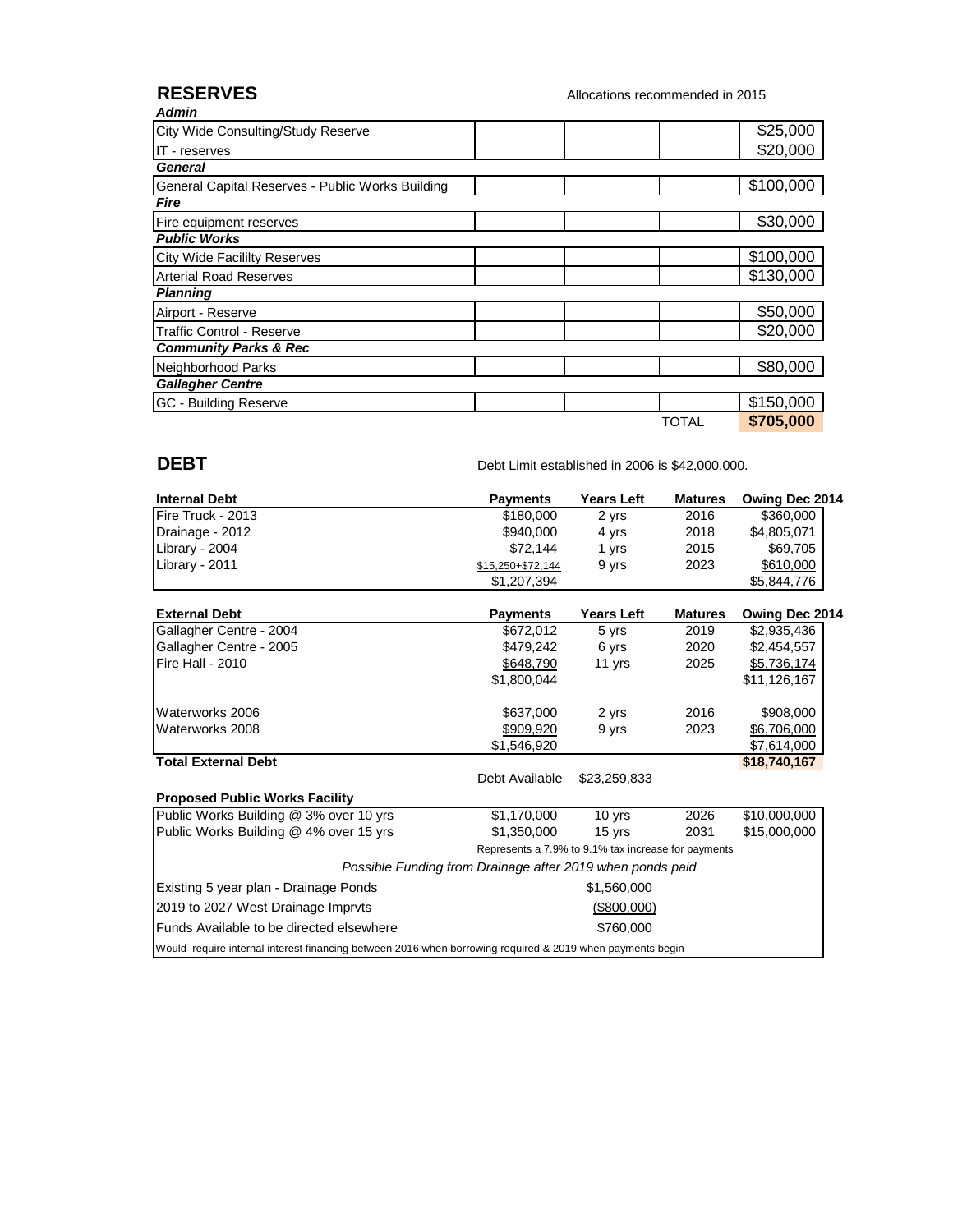## RESERVES

Allocations recommended in 2015

| | | | | |
|---|---|---|---|---|
| ***Admin*** | | | | |
| City Wide Consulting/Study Reserve | | | | $25,000 |
| IT - reserves | | | | $20,000 |
| ***General*** | | | | |
| General Capital Reserves - Public Works Building | | | | $100,000 |
| ***Fire*** | | | | |
| Fire equipment reserves | | | | $30,000 |
| ***Public Works*** | | | | |
| City Wide Facililty Reserves | | | | $100,000 |
| Arterial Road Reserves | | | | $130,000 |
| ***Planning*** | | | | |
| Airport - Reserve | | | | $50,000 |
| Traffic Control - Reserve | | | | $20,000 |
| ***Community Parks & Rec*** | | | | |
| Neighborhood Parks | | | | $80,000 |
| ***Gallagher Centre*** | | | | |
| GC - Building Reserve | | | | $150,000 |
| | | | TOTAL | **$705,000** |

## DEBT

Debt Limit established in 2006 is $42,000,000.

| **Internal Debt** | **Payments** | **Years Left** | **Matures** | **Owing Dec 2014** |
|---|---|---|---|---|
| Fire Truck - 2013 | $180,000 | 2 yrs | 2016 | $360,000 |
| Drainage - 2012 | $940,000 | 4 yrs | 2018 | $4,805,071 |
| Library - 2004 | $72,144 | 1 yrs | 2015 | $69,705 |
| Library - 2011 | $15,250+$72,144 | 9 yrs | 2023 | $610,000 |
| | $1,207,394 | | | $5,844,776 |

| **External Debt** | **Payments** | **Years Left** | **Matures** | **Owing Dec 2014** |
|---|---|---|---|---|
| Gallagher Centre - 2004 | $672,012 | 5 yrs | 2019 | $2,935,436 |
| Gallagher Centre - 2005 | $479,242 | 6 yrs | 2020 | $2,454,557 |
| Fire Hall - 2010 | $648,790 | 11 yrs | 2025 | $5,736,174 |
| | $1,800,044 | | | $11,126,167 |
| Waterworks 2006 | $637,000 | 2 yrs | 2016 | $908,000 |
| Waterworks 2008 | $909,920 | 9 yrs | 2023 | $6,706,000 |
| | $1,546,920 | | | $7,614,000 |
| **Total External Debt** | | | | **$18,740,167** |
| | Debt Available | $23,259,833 | | |

| **Proposed Public Works Facility** | | | | |
|---|---|---|---|---|
| Public Works Building @ 3% over 10 yrs | $1,170,000 | 10 yrs | 2026 | $10,000,000 |
| Public Works Building @ 4% over 15 yrs | $1,350,000 | 15 yrs | 2031 | $15,000,000 |
| | Represents a 7.9% to 9.1% tax increase for payments | | | |
| *Possible Funding from Drainage after 2019 when ponds paid* | | | | |
| Existing 5 year plan - Drainage Ponds | | $1,560,000 | | |
| 2019 to 2027 West Drainage Imprvts | | ($800,000) | | |
| Funds Available to be directed elsewhere | | $760,000 | | |
| Would require internal interest financing between 2016 when borrowing required & 2019 when payments begin | | | | |